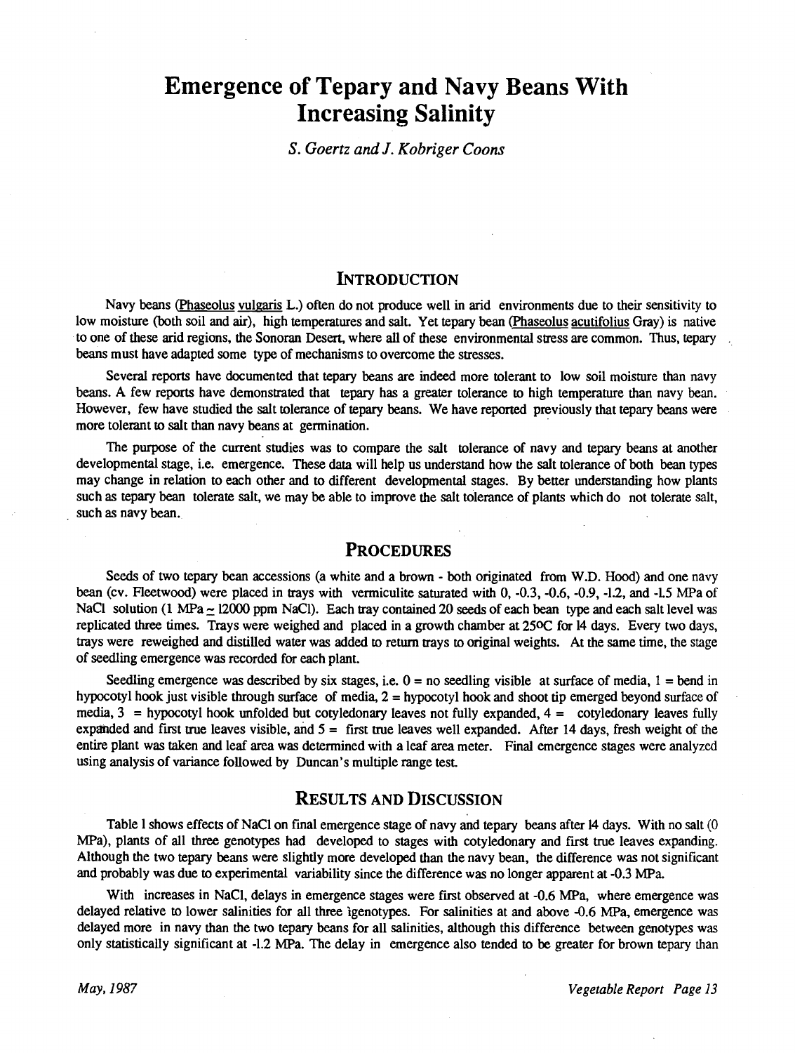# Emergence of Tepary and Navy Beans With Increasing Salinity

*S. Goertz and J. Kobriger Coons*

## INTRODUCTION

Navy beans (Phaseolus vulgaris L.) often do not produce well in arid environments due to their sensitivity to low moisture (both soil and air), high temperatures and salt. Yet tepary bean (Phaseolus acutifolius Gray) is native to one of these arid regions, the Sonoran Desert, where all of these environmental stress are common. Thus, tepary beans must have adapted some type of mechanisms to overcome the stresses.

Several reports have documented that tepary beans are indeed more tolerant to low soil moisture than navy beans. A few reports have demonstrated that tepary has a greater tolerance to high temperature than navy bean. However, few have studied the salt tolerance of tepary beans. We have reported previously that tepary beans were more tolerant to salt than navy beans at germination.

The purpose of the current studies was to compare the salt tolerance of navy and tepary beans at another developmental stage, i.e. emergence. These data will help us understand how the salt tolerance of both bean types may change in relation to each other and to different developmental stages. By better understanding how plants such as tepary bean tolerate salt, we may be able to improve the salt tolerance of plants which do not tolerate salt, such as navy bean.

## PROCEDURES

Seeds of two tepary bean accessions (a white and a brown - both originated from W.D. Hood) and one navy bean (cv. Fleetwood) were placed in trays with vermiculite saturated with 0, -0.3, -0.6, -0.9, -1.2, and -1.5 MPa of NaCl solution (1 MPa $\simeq$ 12000 ppm NaCl). Each tray contained 20 seeds of each bean type and each salt level was replicated three times. Trays were weighed and placed in a growth chamber at 25°C for 14 days. Every two days, trays were reweighed and distilled water was added to return trays to original weights. At the same time, the stage of seedling emergence was recorded for each plant.

Seedling emergence was described by six stages, i.e. 0 = no seedling visible at surface of media, 1 = bend in hypocotyl hook just visible through surface of media, 2 = hypocotyl hook and shoot tip emerged beyond surface of media, 3 = hypocotyl hook unfolded but cotyledonary leaves not fully expanded, 4 = cotyledonary leaves fully expanded and first true leaves visible, and 5 = first true leaves well expanded. After 14 days, fresh weight of the entire plant was taken and leaf area was determined with a leaf area meter. Final emergence stages were analyzed using analysis of variance followed by Duncan's multiple range test.

## RESULTS AND DISCUSSION

Table 1 shows effects of NaCl on final emergence stage of navy and tepary beans after 14 days. With no salt (0 MPa), plants of all three genotypes had developed to stages with cotyledonary and first true leaves expanding. Although the two tepary beans were slightly more developed than the navy bean, the difference was not significant and probably was due to experimental variability since the difference was no longer apparent at -0.3 MPa.

With increases in NaCl, delays in emergence stages were first observed at -0.6 MPa, where emergence was delayed relative to lower salinities for all three genotypes. For salinities at and above -0.6 MPa, emergence was delayed more in navy than the two tepary beans for all salinities, although this difference between genotypes was only statistically significant at -1.2 MPa. The delay in emergence also tended to be greater for brown tepary than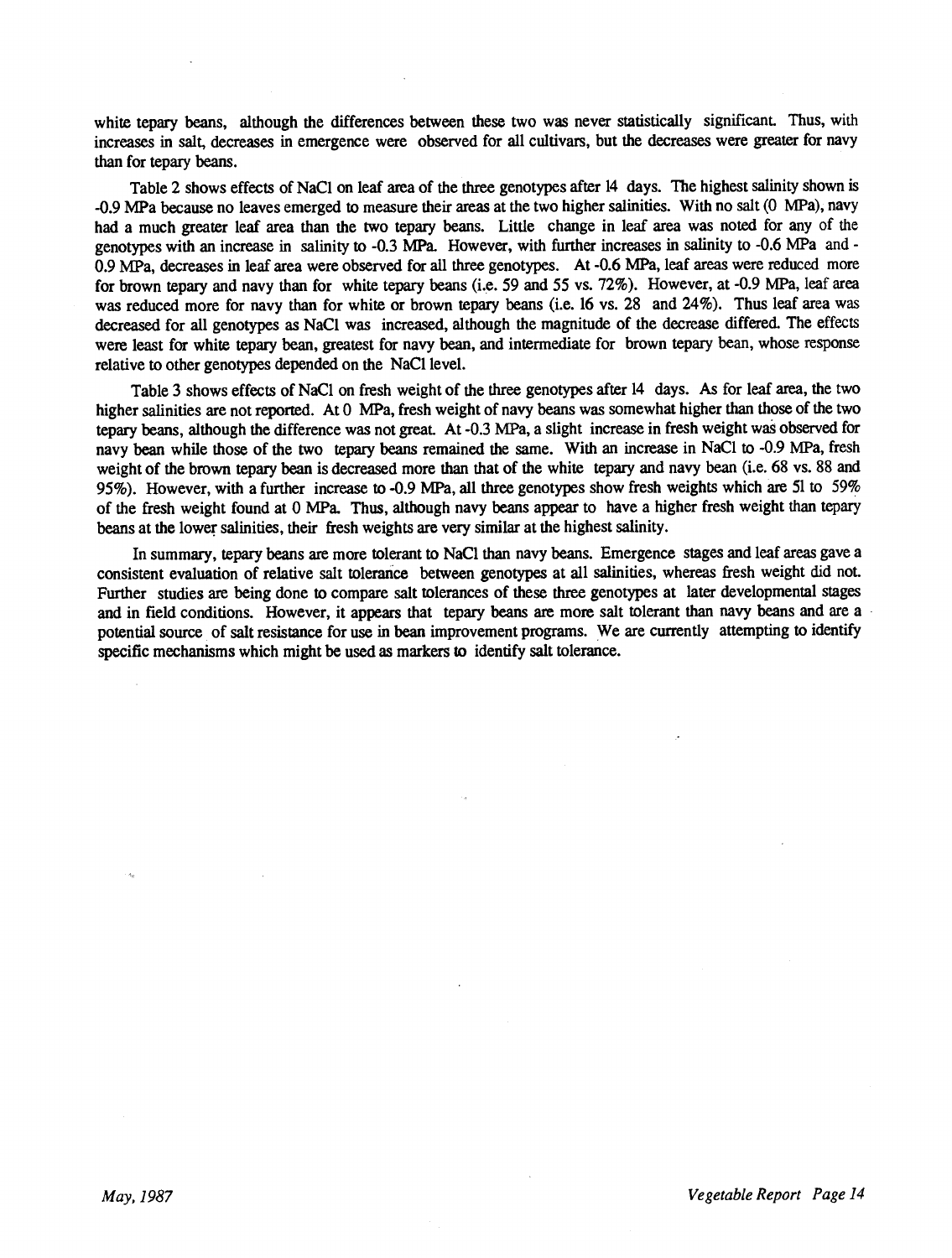white tepary beans, although the differences between these two was never statistically significant. Thus, with increases in salt, decreases in emergence were observed for all cultivars, but the decreases were greater for navy than for tepary beans.

Table 2 shows effects of NaCl on leaf area of the three genotypes after 14 days. The highest salinity shown is -0.9 MPa because no leaves emerged to measure their areas at the two higher salinities. With no salt (0 MPa), navy had a much greater leaf area than the two tepary beans. Little change in leaf area was noted for any of the genotypes with an increase in salinity to -0.3 MPa. However, with further increases in salinity to -0.6 MPa and -0.9 MPa, decreases in leaf area were observed for all three genotypes. At -0.6 MPa, leaf areas were reduced more for brown tepary and navy than for white tepary beans (i.e. 59 and 55 vs. 72%). However, at -0.9 MPa, leaf area was reduced more for navy than for white or brown tepary beans (i.e. 16 vs. 28 and 24%). Thus leaf area was decreased for all genotypes as NaCl was increased, although the magnitude of the decrease differed. The effects were least for white tepary bean, greatest for navy bean, and intermediate for brown tepary bean, whose response relative to other genotypes depended on the NaCl level.

Table 3 shows effects of NaCl on fresh weight of the three genotypes after 14 days. As for leaf area, the two higher salinities are not reported. At 0 MPa, fresh weight of navy beans was somewhat higher than those of the two tepary beans, although the difference was not great. At -0.3 MPa, a slight increase in fresh weight was observed for navy bean while those of the two tepary beans remained the same. With an increase in NaCl to -0.9 MPa, fresh weight of the brown tepary bean is decreased more than that of the white tepary and navy bean (i.e. 68 vs. 88 and 95%). However, with a further increase to -0.9 MPa, all three genotypes show fresh weights which are 51 to 59% of the fresh weight found at 0 MPa. Thus, although navy beans appear to have a higher fresh weight than tepary beans at the lower salinities, their fresh weights are very similar at the highest salinity.

In summary, tepary beans are more tolerant to NaCl than navy beans. Emergence stages and leaf areas gave a consistent evaluation of relative salt tolerance between genotypes at all salinities, whereas fresh weight did not. Further studies are being done to compare salt tolerances of these three genotypes at later developmental stages and in field conditions. However, it appears that tepary beans are more salt tolerant than navy beans and are a potential source of salt resistance for use in bean improvement programs. We are currently attempting to identify specific mechanisms which might be used as markers to identify salt tolerance.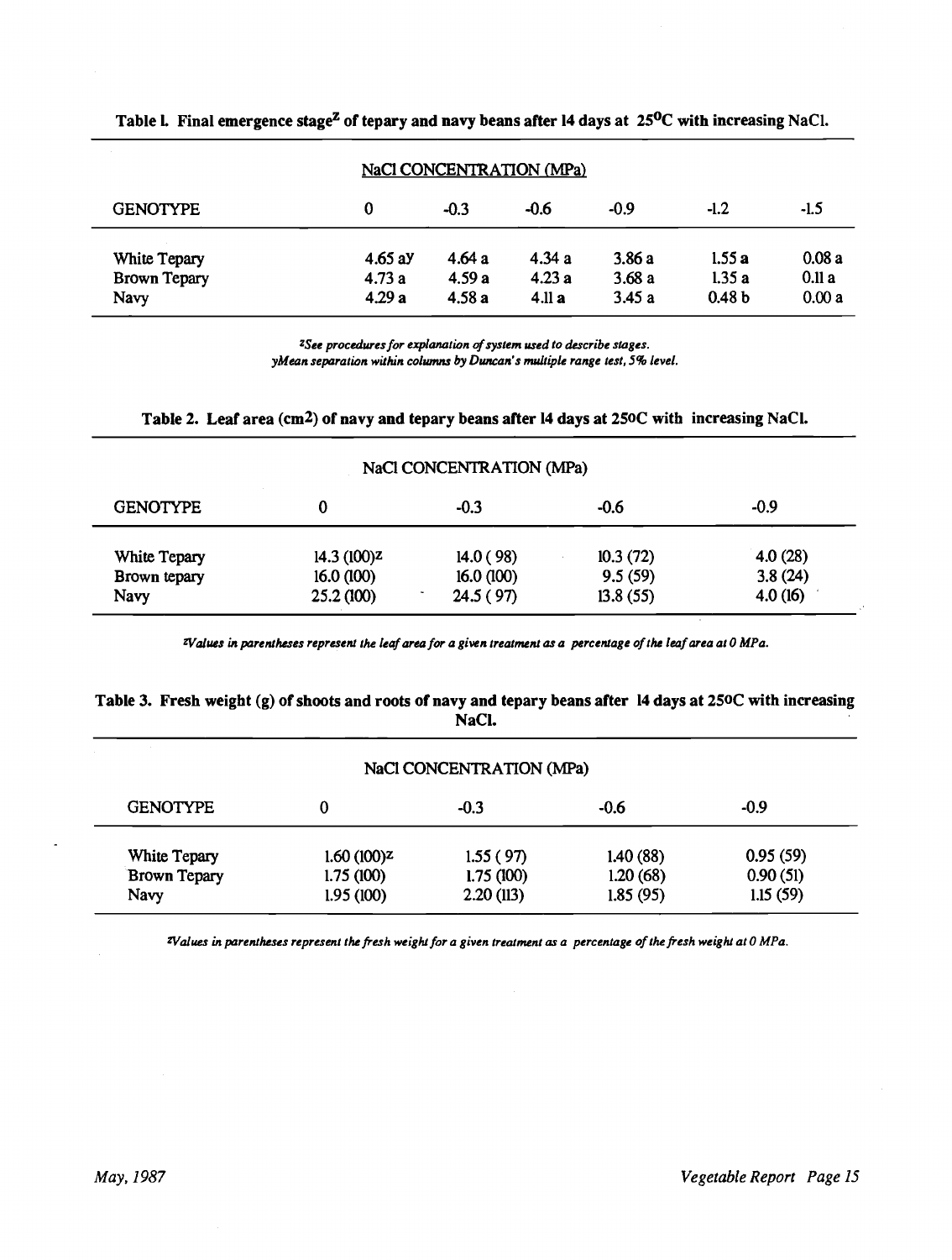**Table 1. Final emergence stage[z] of tepary and navy beans after 14 days at 25°C with increasing NaCl.**

| | NaCl CONCENTRATION (MPa) | | | | | |
|---|---|---|---|---|---|---|
| GENOTYPE | 0 | -0.3 | -0.6 | -0.9 | -1.2 | -1.5 |
| White Tepary | 4.65 a[y] | 4.64 a | 4.34 a | 3.86 a | 1.55 a | 0.08 a |
| Brown Tepary | 4.73 a | 4.59 a | 4.23 a | 3.68 a | 1.35 a | 0.11 a |
| Navy | 4.29 a | 4.58 a | 4.11 a | 3.45 a | 0.48 b | 0.00 a |

*[z]See procedures for explanation of system used to describe stages.*
*[y]Mean separation within columns by Duncan's multiple range test, 5% level.*

**Table 2. Leaf area ($cm^2$) of navy and tepary beans after 14 days at 25°C with increasing NaCl.**

| | NaCl CONCENTRATION (MPa) | | | |
|---|---|---|---|---|
| GENOTYPE | 0 | -0.3 | -0.6 | -0.9 |
| White Tepary | 14.3 (100)[z] | 14.0 (98) | 10.3 (72) | 4.0 (28) |
| Brown tepary | 16.0 (100) | 16.0 (100) | 9.5 (59) | 3.8 (24) |
| Navy | 25.2 (100) | 24.5 (97) | 13.8 (55) | 4.0 (16) |

*[z]Values in parentheses represent the leaf area for a given treatment as a percentage of the leaf area at 0 MPa.*

**Table 3. Fresh weight (g) of shoots and roots of navy and tepary beans after 14 days at 25°C with increasing NaCl.**

| | NaCl CONCENTRATION (MPa) | | | |
|---|---|---|---|---|
| GENOTYPE | 0 | -0.3 | -0.6 | -0.9 |
| White Tepary | 1.60 (100)[z] | 1.55 (97) | 1.40 (88) | 0.95 (59) |
| Brown Tepary | 1.75 (100) | 1.75 (100) | 1.20 (68) | 0.90 (51) |
| Navy | 1.95 (100) | 2.20 (113) | 1.85 (95) | 1.15 (59) |

*[z]Values in parentheses represent the fresh weight for a given treatment as a percentage of the fresh weight at 0 MPa.*